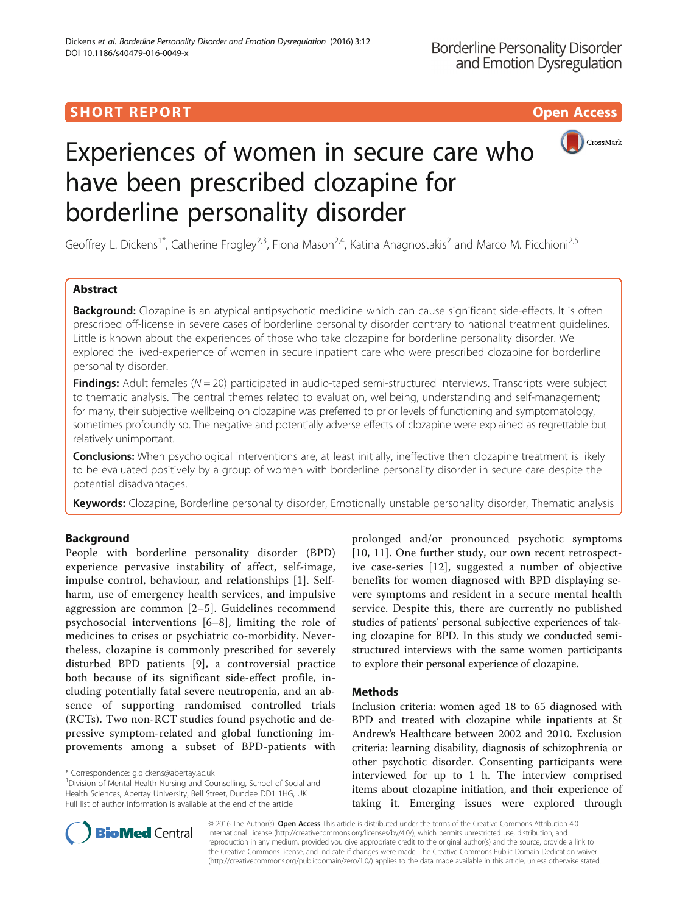SHORT REPORT

Open Access

# Experiences of women in secure care who have been prescribed clozapine for borderline personality disorder

Geoffrey L. Dickens[1*], Catherine Frogley[2,3], Fiona Mason[2,4], Katina Anagnostakis[2] and Marco M. Picchioni[2,5]

## Abstract

**Background:** Clozapine is an atypical antipsychotic medicine which can cause significant side-effects. It is often prescribed off-license in severe cases of borderline personality disorder contrary to national treatment guidelines. Little is known about the experiences of those who take clozapine for borderline personality disorder. We explored the lived-experience of women in secure inpatient care who were prescribed clozapine for borderline personality disorder.

**Findings:** Adult females ($N = 20$) participated in audio-taped semi-structured interviews. Transcripts were subject to thematic analysis. The central themes related to evaluation, wellbeing, understanding and self-management; for many, their subjective wellbeing on clozapine was preferred to prior levels of functioning and symptomatology, sometimes profoundly so. The negative and potentially adverse effects of clozapine were explained as regrettable but relatively unimportant.

**Conclusions:** When psychological interventions are, at least initially, ineffective then clozapine treatment is likely to be evaluated positively by a group of women with borderline personality disorder in secure care despite the potential disadvantages.

**Keywords:** Clozapine, Borderline personality disorder, Emotionally unstable personality disorder, Thematic analysis

## Background

People with borderline personality disorder (BPD) experience pervasive instability of affect, self-image, impulse control, behaviour, and relationships [1]. Self-harm, use of emergency health services, and impulsive aggression are common [2–5]. Guidelines recommend psychosocial interventions [6–8], limiting the role of medicines to crises or psychiatric co-morbidity. Nevertheless, clozapine is commonly prescribed for severely disturbed BPD patients [9], a controversial practice both because of its significant side-effect profile, including potentially fatal severe neutropenia, and an absence of supporting randomised controlled trials (RCTs). Two non-RCT studies found psychotic and depressive symptom-related and global functioning improvements among a subset of BPD-patients with prolonged and/or pronounced psychotic symptoms [10, 11]. One further study, our own recent retrospective case-series [12], suggested a number of objective benefits for women diagnosed with BPD displaying severe symptoms and resident in a secure mental health service. Despite this, there are currently no published studies of patients' personal subjective experiences of taking clozapine for BPD. In this study we conducted semi-structured interviews with the same women participants to explore their personal experience of clozapine.

## Methods

Inclusion criteria: women aged 18 to 65 diagnosed with BPD and treated with clozapine while inpatients at St Andrew's Healthcare between 2002 and 2010. Exclusion criteria: learning disability, diagnosis of schizophrenia or other psychotic disorder. Consenting participants were interviewed for up to 1 h. The interview comprised items about clozapine initiation, and their experience of taking it. Emerging issues were explored through

\* Correspondence: g.dickens@abertay.ac.uk
[1]Division of Mental Health Nursing and Counselling, School of Social and Health Sciences, Abertay University, Bell Street, Dundee DD1 1HG, UK
Full list of author information is available at the end of the article

© 2016 The Author(s). **Open Access** This article is distributed under the terms of the Creative Commons Attribution 4.0 International License (http://creativecommons.org/licenses/by/4.0/), which permits unrestricted use, distribution, and reproduction in any medium, provided you give appropriate credit to the original author(s) and the source, provide a link to the Creative Commons license, and indicate if changes were made. The Creative Commons Public Domain Dedication waiver (http://creativecommons.org/publicdomain/zero/1.0/) applies to the data made available in this article, unless otherwise stated.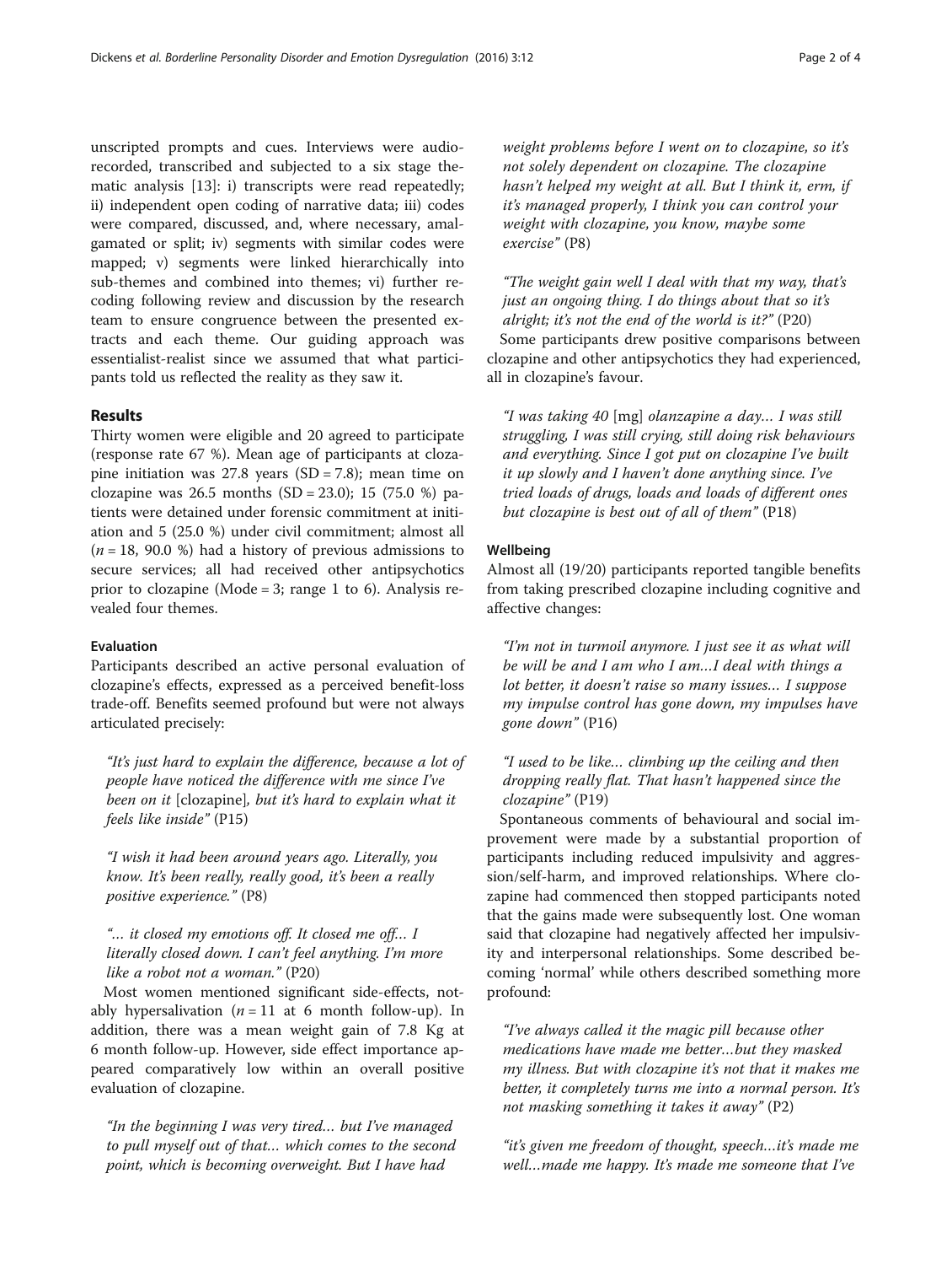unscripted prompts and cues. Interviews were audio-recorded, transcribed and subjected to a six stage thematic analysis [13]: i) transcripts were read repeatedly; ii) independent open coding of narrative data; iii) codes were compared, discussed, and, where necessary, amalgamated or split; iv) segments with similar codes were mapped; v) segments were linked hierarchically into sub-themes and combined into themes; vi) further recoding following review and discussion by the research team to ensure congruence between the presented extracts and each theme. Our guiding approach was essentialist-realist since we assumed that what participants told us reflected the reality as they saw it.

## Results

Thirty women were eligible and 20 agreed to participate (response rate 67 %). Mean age of participants at clozapine initiation was 27.8 years (SD = 7.8); mean time on clozapine was 26.5 months (SD = 23.0); 15 (75.0 %) patients were detained under forensic commitment at initiation and 5 (25.0 %) under civil commitment; almost all ($n$ = 18, 90.0 %) had a history of previous admissions to secure services; all had received other antipsychotics prior to clozapine (Mode = 3; range 1 to 6). Analysis revealed four themes.

### Evaluation

Participants described an active personal evaluation of clozapine's effects, expressed as a perceived benefit-loss trade-off. Benefits seemed profound but were not always articulated precisely:

> *"It's just hard to explain the difference, because a lot of people have noticed the difference with me since I've been on it* [clozapine]*, but it's hard to explain what it feels like inside"* (P15)

> *"I wish it had been around years ago. Literally, you know. It's been really, really good, it's been a really positive experience."* (P8)

> *"… it closed my emotions off. It closed me off… I literally closed down. I can't feel anything. I'm more like a robot not a woman."* (P20)

Most women mentioned significant side-effects, notably hypersalivation ($n$ = 11 at 6 month follow-up). In addition, there was a mean weight gain of 7.8 Kg at 6 month follow-up. However, side effect importance appeared comparatively low within an overall positive evaluation of clozapine.

> *"In the beginning I was very tired… but I've managed to pull myself out of that… which comes to the second point, which is becoming overweight. But I have had weight problems before I went on to clozapine, so it's not solely dependent on clozapine. The clozapine hasn't helped my weight at all. But I think it, erm, if it's managed properly, I think you can control your weight with clozapine, you know, maybe some exercise"* (P8)

> *"The weight gain well I deal with that my way, that's just an ongoing thing. I do things about that so it's alright; it's not the end of the world is it?"* (P20)

Some participants drew positive comparisons between clozapine and other antipsychotics they had experienced, all in clozapine's favour.

> *"I was taking 40* [mg] *olanzapine a day… I was still struggling, I was still crying, still doing risk behaviours and everything. Since I got put on clozapine I've built it up slowly and I haven't done anything since. I've tried loads of drugs, loads and loads of different ones but clozapine is best out of all of them"* (P18)

### Wellbeing

Almost all (19/20) participants reported tangible benefits from taking prescribed clozapine including cognitive and affective changes:

> *"I'm not in turmoil anymore. I just see it as what will be will be and I am who I am…I deal with things a lot better, it doesn't raise so many issues… I suppose my impulse control has gone down, my impulses have gone down"* (P16)

> *"I used to be like… climbing up the ceiling and then dropping really flat. That hasn't happened since the clozapine"* (P19)

Spontaneous comments of behavioural and social improvement were made by a substantial proportion of participants including reduced impulsivity and aggression/self-harm, and improved relationships. Where clozapine had commenced then stopped participants noted that the gains made were subsequently lost. One woman said that clozapine had negatively affected her impulsivity and interpersonal relationships. Some described becoming 'normal' while others described something more profound:

> *"I've always called it the magic pill because other medications have made me better…but they masked my illness. But with clozapine it's not that it makes me better, it completely turns me into a normal person. It's not masking something it takes it away"* (P2)

> *"it's given me freedom of thought, speech…it's made me well…made me happy. It's made me someone that I've*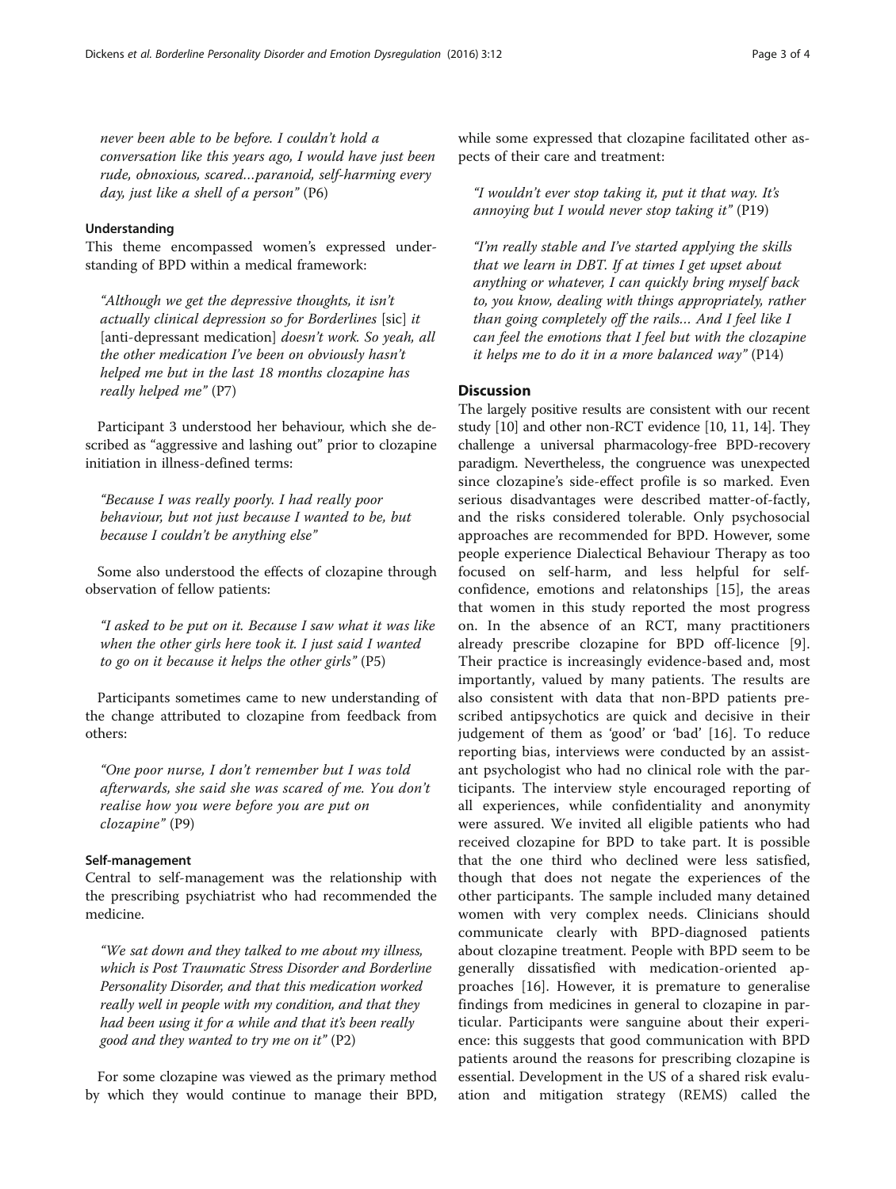*never been able to be before. I couldn't hold a conversation like this years ago, I would have just been rude, obnoxious, scared…paranoid, self-harming every day, just like a shell of a person"* (P6)

### Understanding

This theme encompassed women's expressed understanding of BPD within a medical framework:

*"Although we get the depressive thoughts, it isn't actually clinical depression so for Borderlines* [sic] *it* [anti-depressant medication] *doesn't work. So yeah, all the other medication I've been on obviously hasn't helped me but in the last 18 months clozapine has really helped me"* (P7)

Participant 3 understood her behaviour, which she described as "aggressive and lashing out" prior to clozapine initiation in illness-defined terms:

*"Because I was really poorly. I had really poor behaviour, but not just because I wanted to be, but because I couldn't be anything else"*

Some also understood the effects of clozapine through observation of fellow patients:

*"I asked to be put on it. Because I saw what it was like when the other girls here took it. I just said I wanted to go on it because it helps the other girls"* (P5)

Participants sometimes came to new understanding of the change attributed to clozapine from feedback from others:

*"One poor nurse, I don't remember but I was told afterwards, she said she was scared of me. You don't realise how you were before you are put on clozapine"* (P9)

### Self-management

Central to self-management was the relationship with the prescribing psychiatrist who had recommended the medicine.

*"We sat down and they talked to me about my illness, which is Post Traumatic Stress Disorder and Borderline Personality Disorder, and that this medication worked really well in people with my condition, and that they had been using it for a while and that it's been really good and they wanted to try me on it"* (P2)

For some clozapine was viewed as the primary method by which they would continue to manage their BPD, while some expressed that clozapine facilitated other aspects of their care and treatment:

*"I wouldn't ever stop taking it, put it that way. It's annoying but I would never stop taking it"* (P19)

*"I'm really stable and I've started applying the skills that we learn in DBT. If at times I get upset about anything or whatever, I can quickly bring myself back to, you know, dealing with things appropriately, rather than going completely off the rails… And I feel like I can feel the emotions that I feel but with the clozapine it helps me to do it in a more balanced way"* (P14)

## Discussion

The largely positive results are consistent with our recent study [10] and other non-RCT evidence [10, 11, 14]. They challenge a universal pharmacology-free BPD-recovery paradigm. Nevertheless, the congruence was unexpected since clozapine's side-effect profile is so marked. Even serious disadvantages were described matter-of-factly, and the risks considered tolerable. Only psychosocial approaches are recommended for BPD. However, some people experience Dialectical Behaviour Therapy as too focused on self-harm, and less helpful for self-confidence, emotions and relatonships [15], the areas that women in this study reported the most progress on. In the absence of an RCT, many practitioners already prescribe clozapine for BPD off-licence [9]. Their practice is increasingly evidence-based and, most importantly, valued by many patients. The results are also consistent with data that non-BPD patients prescribed antipsychotics are quick and decisive in their judgement of them as 'good' or 'bad' [16]. To reduce reporting bias, interviews were conducted by an assistant psychologist who had no clinical role with the participants. The interview style encouraged reporting of all experiences, while confidentiality and anonymity were assured. We invited all eligible patients who had received clozapine for BPD to take part. It is possible that the one third who declined were less satisfied, though that does not negate the experiences of the other participants. The sample included many detained women with very complex needs. Clinicians should communicate clearly with BPD-diagnosed patients about clozapine treatment. People with BPD seem to be generally dissatisfied with medication-oriented approaches [16]. However, it is premature to generalise findings from medicines in general to clozapine in particular. Participants were sanguine about their experience: this suggests that good communication with BPD patients around the reasons for prescribing clozapine is essential. Development in the US of a shared risk evaluation and mitigation strategy (REMS) called the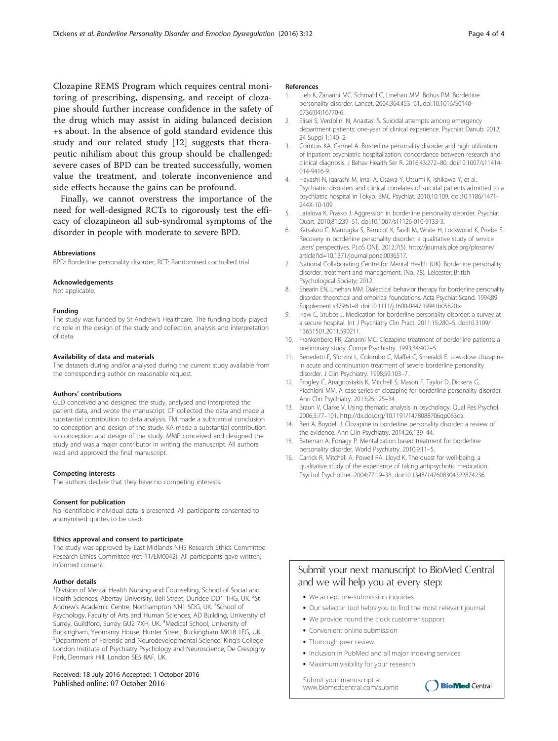Clozapine REMS Program which requires central monitoring of prescribing, dispensing, and receipt of clozapine should further increase confidence in the safety of the drug which may assist in aiding balanced decision +s about. In the absence of gold standard evidence this study and our related study [12] suggests that therapeutic nihilism about this group should be challenged: severe cases of BPD can be treated successfully, women value the treatment, and tolerate inconvenience and side effects because the gains can be profound.

Finally, we cannot overstress the importance of the need for well-designed RCTs to rigorously test the efficacy of clozapineon all sub-syndromal symptoms of the disorder in people with moderate to severe BPD.

### Abbreviations

BPD: Borderline personality disorder; RCT: Randomised controlled trial

### Acknowledgements

Not applicable.

### Funding

The study was funded by St Andrew's Healthcare. The funding body played no role in the design of the study and collection, analysis and interpretation of data.

### Availability of data and materials

The datasets during and/or analysed during the current study available from the corresponding author on reasonable request.

### Authors' contributions

GLD conceived and designed the study, analysed and interpreted the patient data, and wrote the manuscript. CF collected the data and made a substantial contribution to data analysis. FM made a substantial conclusion to conception and design of the study. KA made a substantial contribution to conception and design of the study. MMP conceived and designed the study and was a major contributor in writing the manuscript. All authors read and approved the final manuscript.

### Competing interests

The authors declare that they have no competing interests.

### Consent for publication

No identifiable individual data is presented. All participants consented to anonymised quotes to be used.

### Ethics approval and consent to participate

The study was approved by East Midlands NHS Research Ethics Committee Research Ethics Committee (ref: 11/EM0042). All participants gave written, informed consent.

### Author details

[1]Division of Mental Health Nursing and Counselling, School of Social and Health Sciences, Abertay University, Bell Street, Dundee DD1 1HG, UK. [2]St Andrew's Academic Centre, Northampton NN1 5DG, UK. [3]School of Psychology, Faculty of Arts and Human Sciences, AD Building, University of Surrey, Guildford, Surrey GU2 7XH, UK. [4]Medical School, University of Buckingham, Yeomanry House, Hunter Street, Buckingham MK18 1EG, UK. [5]Department of Forensic and Neurodevelopmental Science, King's College London Institute of Psychiatry Psychology and Neuroscience, De Crespigny Park, Denmark Hill, London SE5 8AF, UK.

Received: 18 July 2016 Accepted: 1 October 2016
Published online: 07 October 2016

### References

1. Lieb K, Zanarini MC, Schmahl C, Linehan MM, Bohus PM. Borderline personality disorder. Lancet. 2004;364:453–61. doi:10.1016/S0140-6736(04)16770-6.
2. Elisei S, Verdolini N, Anastasi S. Suicidal attempts among emergency department patients: one-year of clinical experience. Psychiat Danub. 2012; 24 Suppl 1:140–2.
3. Comtois KA, Carmel A. Borderline personality disorder and high utilization of inpatient psychiatric hospitalization: concordance between research and clinical diagnosis. J Behav Health Ser R. 2016;43:272–80. doi:10.1007/s11414-014-9416-9.
4. Hayashi N, Igarashi M, Imai A, Osawa Y, Utsumi K, Ishikawa Y, et al. Psychiatric disorders and clinical correlates of suicidal patients admitted to a psychiatric hospital in Tokyo. BMC Psychiat. 2010;10:109. doi:10.1186/1471-244X-10-109.
5. Latalova K, Prasko J. Aggression in borderline personality disorder. Psychiat Quart. 2010;81:239–51. doi:10.1007/s11126-010-9133-3.
6. Katsakou C, Marougka S, Barnicot K, Savill M, White H, Lockwood K, Priebe S. Recovery in borderline personality disorder: a qualitative study of service users' perspectives. PLoS ONE. 2012;7(5). http://journals.plos.org/plosone/article?id=10.1371/journal.pone.0036517.
7. National Collaborating Centre for Mental Health (UK). Borderline personality disorder: treatment and management. (No. 78). Leicester: British Psychological Society; 2012.
8. Shearin EN, Linehan MM. Dialectical behavior therapy for borderline personality disorder: theoretical and empirical foundations. Acta Psychiat Scand. 1994;89 Supplement s379:61–8. doi:10.1111/j.1600-0447.1994.tb05820.x.
9. Haw C, Stubbs J. Medication for borderline personality disorder: a survey at a secure hospital. Int J Psychiatry Clin Pract. 2011;15:280–5. doi:10.3109/13651501.2011.590211.
10. Frankenberg FR, Zanarini MC. Clozapine treatment of borderline patients: a preliminary study. Compr Psychiatry. 1993;34:402–5.
11. Benedetti F, Sforzini L, Colombo C, Maffei C, Smeraldi E. Low-dose clozapine in acute and continuation treatment of severe borderline personality disorder. J Clin Psychiatry. 1998;59:103–7.
12. Frogley C, Anagnostakis K, Mitchell S, Mason F, Taylor D, Dickens G, Picchioni MM. A case series of clozapine for borderline personality disorder. Ann Clin Psychiatry. 2013;25:125–34.
13. Braun V, Clarke V. Using thematic analysis in psychology. Qual Res Psychol. 2006;3:77–101. http://dx.doi.org/10.1191/1478088706qp063oa.
14. Beri A, Boydell J. Clozapine in borderline personality disorder: a review of the evidence. Ann Clin Psychiatry. 2014;26:139–44.
15. Bateman A, Fonagy P. Mentalization based treatment for borderline personality disorder. World Psychiatry. 2010;9:11–5.
16. Carrick R, Mitchell A, Powell RA, Lloyd K. The quest for well-being: a qualitative study of the experience of taking antipsychotic medication. Psychol Psychother. 2004;77:19–33. doi:10.1348/147608304322874236.

Submit your next manuscript to BioMed Central and we will help you at every step:

- We accept pre-submission inquiries
- Our selector tool helps you to find the most relevant journal
- We provide round the clock customer support
- Convenient online submission
- Thorough peer review
- Inclusion in PubMed and all major indexing services
- Maximum visibility for your research

Submit your manuscript at www.biomedcentral.com/submit

BioMed Central